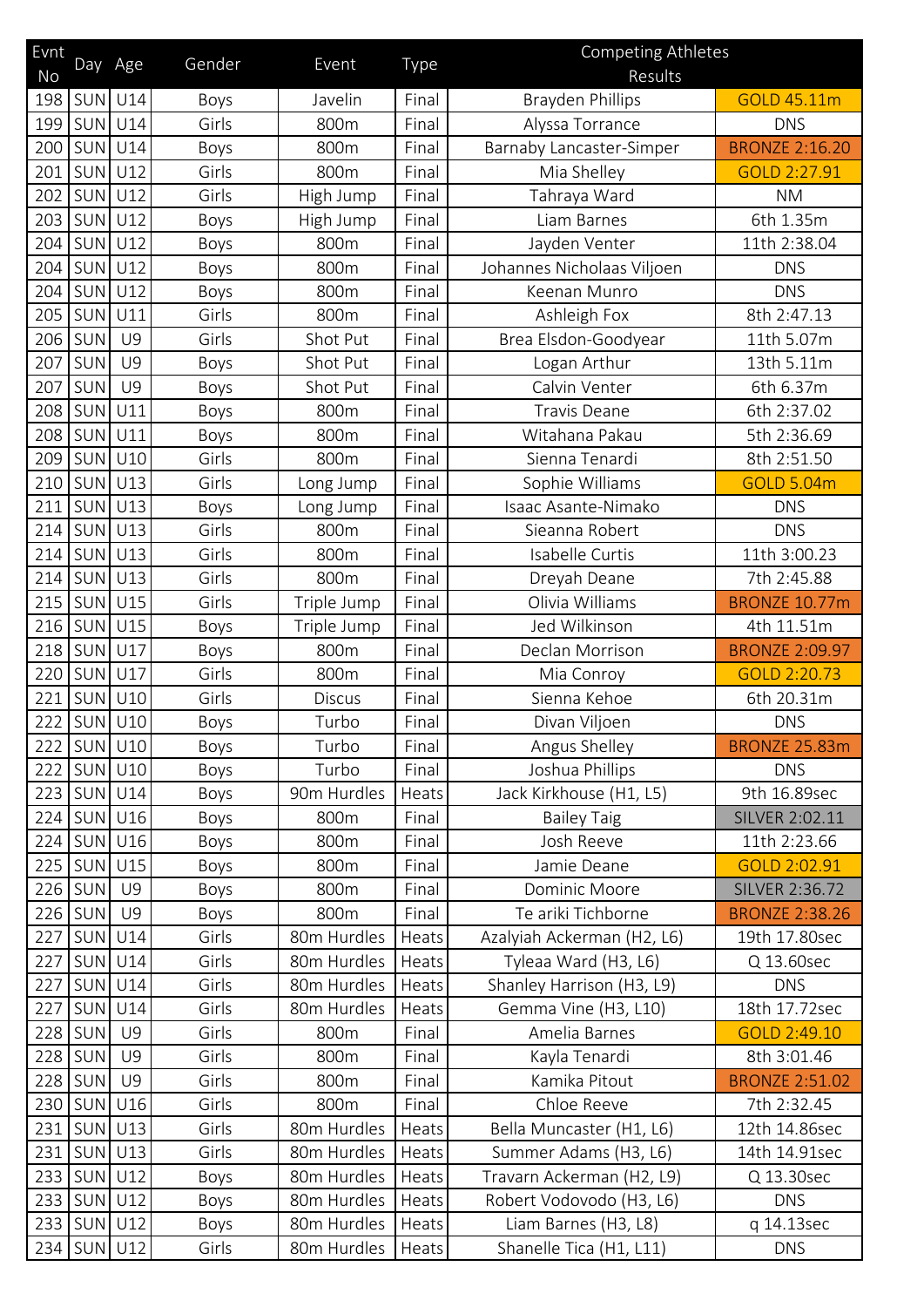| Evnt No | Day | Age | Gender | Event | Type | Competing Athletes | Results |
|---|---|---|---|---|---|---|---|
| 198 | SUN | U14 | Boys | Javelin | Final | Brayden Phillips | GOLD 45.11m |
| 199 | SUN | U14 | Girls | 800m | Final | Alyssa Torrance | DNS |
| 200 | SUN | U14 | Boys | 800m | Final | Barnaby Lancaster-Simper | BRONZE 2:16.20 |
| 201 | SUN | U12 | Girls | 800m | Final | Mia Shelley | GOLD 2:27.91 |
| 202 | SUN | U12 | Girls | High Jump | Final | Tahraya Ward | NM |
| 203 | SUN | U12 | Boys | High Jump | Final | Liam Barnes | 6th 1.35m |
| 204 | SUN | U12 | Boys | 800m | Final | Jayden Venter | 11th 2:38.04 |
| 204 | SUN | U12 | Boys | 800m | Final | Johannes Nicholaas Viljoen | DNS |
| 204 | SUN | U12 | Boys | 800m | Final | Keenan Munro | DNS |
| 205 | SUN | U11 | Girls | 800m | Final | Ashleigh Fox | 8th 2:47.13 |
| 206 | SUN | U9 | Girls | Shot Put | Final | Brea Elsdon-Goodyear | 11th 5.07m |
| 207 | SUN | U9 | Boys | Shot Put | Final | Logan Arthur | 13th 5.11m |
| 207 | SUN | U9 | Boys | Shot Put | Final | Calvin Venter | 6th 6.37m |
| 208 | SUN | U11 | Boys | 800m | Final | Travis Deane | 6th 2:37.02 |
| 208 | SUN | U11 | Boys | 800m | Final | Witahana Pakau | 5th 2:36.69 |
| 209 | SUN | U10 | Girls | 800m | Final | Sienna Tenardi | 8th 2:51.50 |
| 210 | SUN | U13 | Girls | Long Jump | Final | Sophie Williams | GOLD 5.04m |
| 211 | SUN | U13 | Boys | Long Jump | Final | Isaac Asante-Nimako | DNS |
| 214 | SUN | U13 | Girls | 800m | Final | Sieanna Robert | DNS |
| 214 | SUN | U13 | Girls | 800m | Final | Isabelle Curtis | 11th 3:00.23 |
| 214 | SUN | U13 | Girls | 800m | Final | Dreyah Deane | 7th 2:45.88 |
| 215 | SUN | U15 | Girls | Triple Jump | Final | Olivia Williams | BRONZE 10.77m |
| 216 | SUN | U15 | Boys | Triple Jump | Final | Jed Wilkinson | 4th 11.51m |
| 218 | SUN | U17 | Boys | 800m | Final | Declan Morrison | BRONZE 2:09.97 |
| 220 | SUN | U17 | Girls | 800m | Final | Mia Conroy | GOLD 2:20.73 |
| 221 | SUN | U10 | Girls | Discus | Final | Sienna Kehoe | 6th 20.31m |
| 222 | SUN | U10 | Boys | Turbo | Final | Divan Viljoen | DNS |
| 222 | SUN | U10 | Boys | Turbo | Final | Angus Shelley | BRONZE 25.83m |
| 222 | SUN | U10 | Boys | Turbo | Final | Joshua Phillips | DNS |
| 223 | SUN | U14 | Boys | 90m Hurdles | Heats | Jack Kirkhouse (H1, L5) | 9th 16.89sec |
| 224 | SUN | U16 | Boys | 800m | Final | Bailey Taig | SILVER 2:02.11 |
| 224 | SUN | U16 | Boys | 800m | Final | Josh Reeve | 11th 2:23.66 |
| 225 | SUN | U15 | Boys | 800m | Final | Jamie Deane | GOLD 2:02.91 |
| 226 | SUN | U9 | Boys | 800m | Final | Dominic Moore | SILVER 2:36.72 |
| 226 | SUN | U9 | Boys | 800m | Final | Te ariki Tichborne | BRONZE 2:38.26 |
| 227 | SUN | U14 | Girls | 80m Hurdles | Heats | Azalyiah Ackerman (H2, L6) | 19th 17.80sec |
| 227 | SUN | U14 | Girls | 80m Hurdles | Heats | Tyleaa Ward (H3, L6) | Q 13.60sec |
| 227 | SUN | U14 | Girls | 80m Hurdles | Heats | Shanley Harrison (H3, L9) | DNS |
| 227 | SUN | U14 | Girls | 80m Hurdles | Heats | Gemma Vine (H3, L10) | 18th 17.72sec |
| 228 | SUN | U9 | Girls | 800m | Final | Amelia Barnes | GOLD 2:49.10 |
| 228 | SUN | U9 | Girls | 800m | Final | Kayla Tenardi | 8th 3:01.46 |
| 228 | SUN | U9 | Girls | 800m | Final | Kamika Pitout | BRONZE 2:51.02 |
| 230 | SUN | U16 | Girls | 800m | Final | Chloe Reeve | 7th 2:32.45 |
| 231 | SUN | U13 | Girls | 80m Hurdles | Heats | Bella Muncaster (H1, L6) | 12th 14.86sec |
| 231 | SUN | U13 | Girls | 80m Hurdles | Heats | Summer Adams (H3, L6) | 14th 14.91sec |
| 233 | SUN | U12 | Boys | 80m Hurdles | Heats | Travarn Ackerman (H2, L9) | Q 13.30sec |
| 233 | SUN | U12 | Boys | 80m Hurdles | Heats | Robert Vodovodo (H3, L6) | DNS |
| 233 | SUN | U12 | Boys | 80m Hurdles | Heats | Liam Barnes (H3, L8) | q 14.13sec |
| 234 | SUN | U12 | Girls | 80m Hurdles | Heats | Shanelle Tica (H1, L11) | DNS |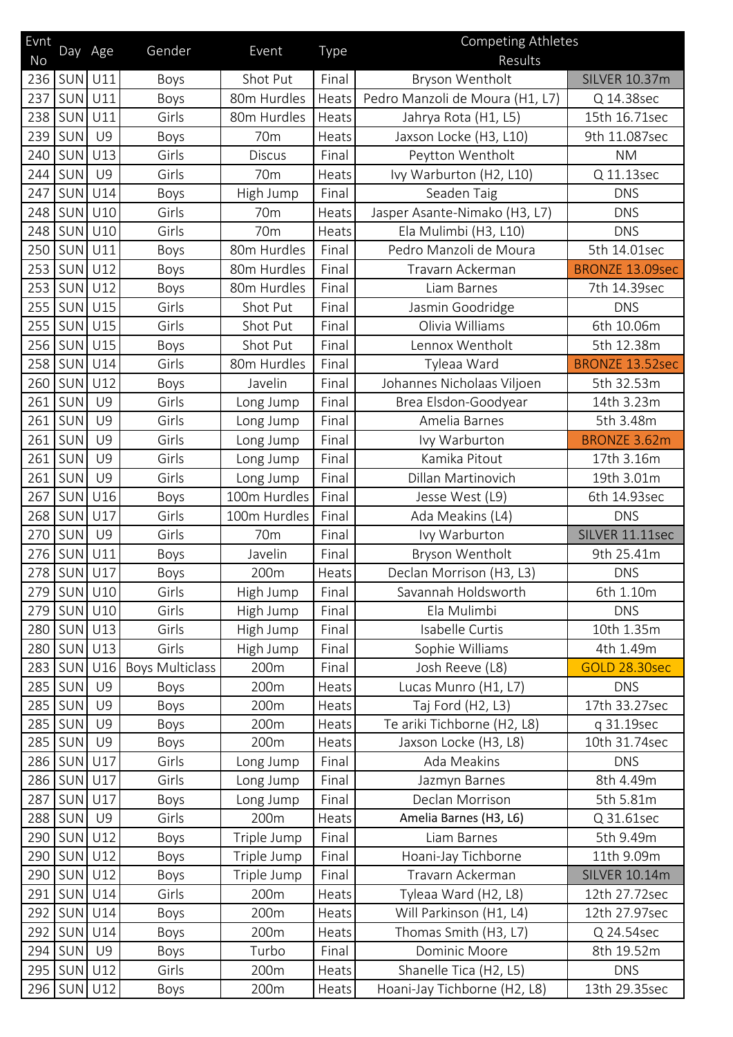| Evnt No | Day | Age | Gender | Event | Type | Competing Athletes | Results |
|---|---|---|---|---|---|---|---|
| 236 | SUN | U11 | Boys | Shot Put | Final | Bryson Wentholt | SILVER 10.37m |
| 237 | SUN | U11 | Boys | 80m Hurdles | Heats | Pedro Manzoli de Moura (H1, L7) | Q 14.38sec |
| 238 | SUN | U11 | Girls | 80m Hurdles | Heats | Jahrya Rota (H1, L5) | 15th 16.71sec |
| 239 | SUN | U9 | Boys | 70m | Heats | Jaxson Locke (H3, L10) | 9th 11.087sec |
| 240 | SUN | U13 | Girls | Discus | Final | Peytton Wentholt | NM |
| 244 | SUN | U9 | Girls | 70m | Heats | Ivy Warburton (H2, L10) | Q 11.13sec |
| 247 | SUN | U14 | Boys | High Jump | Final | Seaden Taig | DNS |
| 248 | SUN | U10 | Girls | 70m | Heats | Jasper Asante-Nimako (H3, L7) | DNS |
| 248 | SUN | U10 | Girls | 70m | Heats | Ela Mulimbi (H3, L10) | DNS |
| 250 | SUN | U11 | Boys | 80m Hurdles | Final | Pedro Manzoli de Moura | 5th 14.01sec |
| 253 | SUN | U12 | Boys | 80m Hurdles | Final | Travarn Ackerman | BRONZE 13.09sec |
| 253 | SUN | U12 | Boys | 80m Hurdles | Final | Liam Barnes | 7th 14.39sec |
| 255 | SUN | U15 | Girls | Shot Put | Final | Jasmin Goodridge | DNS |
| 255 | SUN | U15 | Girls | Shot Put | Final | Olivia Williams | 6th 10.06m |
| 256 | SUN | U15 | Boys | Shot Put | Final | Lennox Wentholt | 5th 12.38m |
| 258 | SUN | U14 | Girls | 80m Hurdles | Final | Tyleaa Ward | BRONZE 13.52sec |
| 260 | SUN | U12 | Boys | Javelin | Final | Johannes Nicholaas Viljoen | 5th 32.53m |
| 261 | SUN | U9 | Girls | Long Jump | Final | Brea Elsdon-Goodyear | 14th 3.23m |
| 261 | SUN | U9 | Girls | Long Jump | Final | Amelia Barnes | 5th 3.48m |
| 261 | SUN | U9 | Girls | Long Jump | Final | Ivy Warburton | BRONZE 3.62m |
| 261 | SUN | U9 | Girls | Long Jump | Final | Kamika Pitout | 17th 3.16m |
| 261 | SUN | U9 | Girls | Long Jump | Final | Dillan Martinovich | 19th 3.01m |
| 267 | SUN | U16 | Boys | 100m Hurdles | Final | Jesse West (L9) | 6th 14.93sec |
| 268 | SUN | U17 | Girls | 100m Hurdles | Final | Ada Meakins (L4) | DNS |
| 270 | SUN | U9 | Girls | 70m | Final | Ivy Warburton | SILVER 11.11sec |
| 276 | SUN | U11 | Boys | Javelin | Final | Bryson Wentholt | 9th 25.41m |
| 278 | SUN | U17 | Boys | 200m | Heats | Declan Morrison (H3, L3) | DNS |
| 279 | SUN | U10 | Girls | High Jump | Final | Savannah Holdsworth | 6th 1.10m |
| 279 | SUN | U10 | Girls | High Jump | Final | Ela Mulimbi | DNS |
| 280 | SUN | U13 | Girls | High Jump | Final | Isabelle Curtis | 10th 1.35m |
| 280 | SUN | U13 | Girls | High Jump | Final | Sophie Williams | 4th 1.49m |
| 283 | SUN | U16 | Boys Multiclass | 200m | Final | Josh Reeve (L8) | GOLD 28.30sec |
| 285 | SUN | U9 | Boys | 200m | Heats | Lucas Munro (H1, L7) | DNS |
| 285 | SUN | U9 | Boys | 200m | Heats | Taj Ford (H2, L3) | 17th 33.27sec |
| 285 | SUN | U9 | Boys | 200m | Heats | Te ariki Tichborne (H2, L8) | q 31.19sec |
| 285 | SUN | U9 | Boys | 200m | Heats | Jaxson Locke (H3, L8) | 10th 31.74sec |
| 286 | SUN | U17 | Girls | Long Jump | Final | Ada Meakins | DNS |
| 286 | SUN | U17 | Girls | Long Jump | Final | Jazmyn Barnes | 8th 4.49m |
| 287 | SUN | U17 | Boys | Long Jump | Final | Declan Morrison | 5th 5.81m |
| 288 | SUN | U9 | Girls | 200m | Heats | Amelia Barnes (H3, L6) | Q 31.61sec |
| 290 | SUN | U12 | Boys | Triple Jump | Final | Liam Barnes | 5th 9.49m |
| 290 | SUN | U12 | Boys | Triple Jump | Final | Hoani-Jay Tichborne | 11th 9.09m |
| 290 | SUN | U12 | Boys | Triple Jump | Final | Travarn Ackerman | SILVER 10.14m |
| 291 | SUN | U14 | Girls | 200m | Heats | Tyleaa Ward (H2, L8) | 12th 27.72sec |
| 292 | SUN | U14 | Boys | 200m | Heats | Will Parkinson (H1, L4) | 12th 27.97sec |
| 292 | SUN | U14 | Boys | 200m | Heats | Thomas Smith (H3, L7) | Q 24.54sec |
| 294 | SUN | U9 | Boys | Turbo | Final | Dominic Moore | 8th 19.52m |
| 295 | SUN | U12 | Girls | 200m | Heats | Shanelle Tica (H2, L5) | DNS |
| 296 | SUN | U12 | Boys | 200m | Heats | Hoani-Jay Tichborne (H2, L8) | 13th 29.35sec |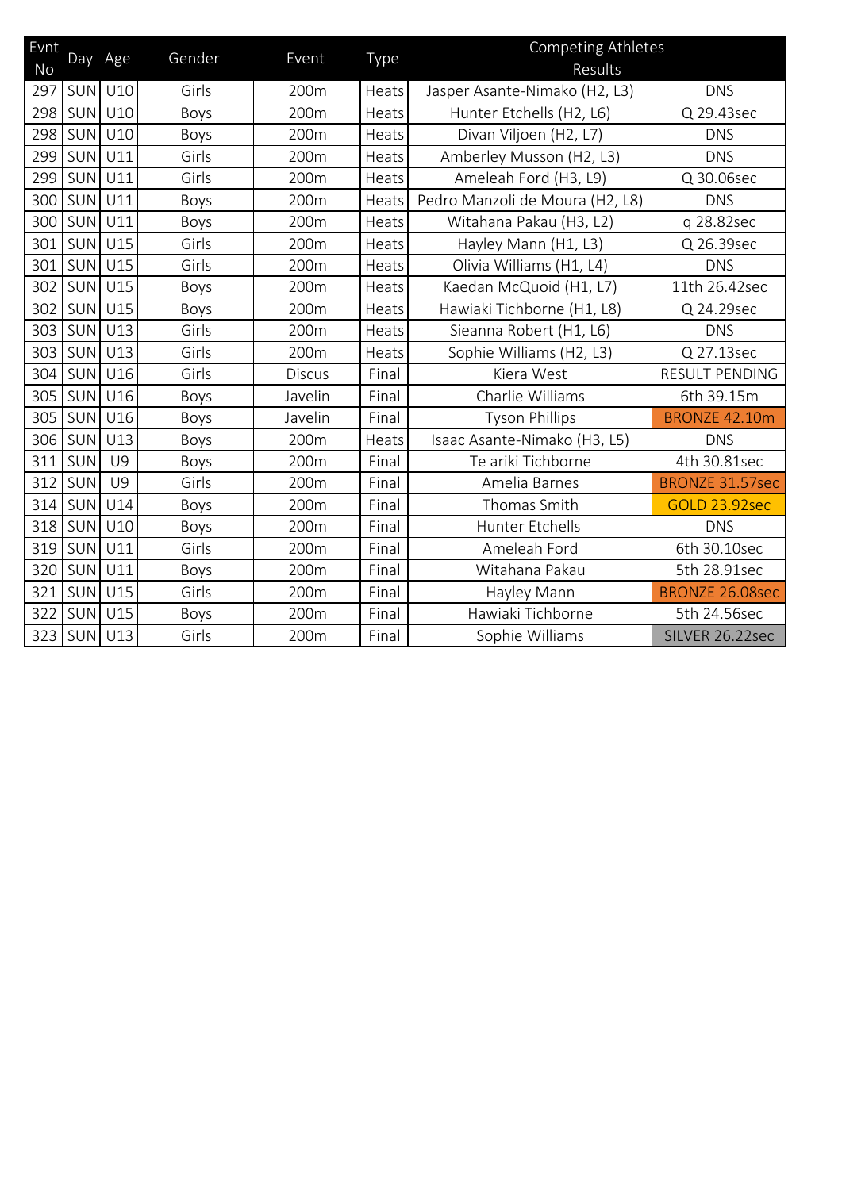| Evnt No | Day | Age | Gender | Event | Type | Competing Athletes | Results |
|---|---|---|---|---|---|---|---|
| 297 | SUN | U10 | Girls | 200m | Heats | Jasper Asante-Nimako (H2, L3) | DNS |
| 298 | SUN | U10 | Boys | 200m | Heats | Hunter Etchells (H2, L6) | Q 29.43sec |
| 298 | SUN | U10 | Boys | 200m | Heats | Divan Viljoen (H2, L7) | DNS |
| 299 | SUN | U11 | Girls | 200m | Heats | Amberley Musson (H2, L3) | DNS |
| 299 | SUN | U11 | Girls | 200m | Heats | Ameleah Ford (H3, L9) | Q 30.06sec |
| 300 | SUN | U11 | Boys | 200m | Heats | Pedro Manzoli de Moura (H2, L8) | DNS |
| 300 | SUN | U11 | Boys | 200m | Heats | Witahana Pakau (H3, L2) | q 28.82sec |
| 301 | SUN | U15 | Girls | 200m | Heats | Hayley Mann (H1, L3) | Q 26.39sec |
| 301 | SUN | U15 | Girls | 200m | Heats | Olivia Williams (H1, L4) | DNS |
| 302 | SUN | U15 | Boys | 200m | Heats | Kaedan McQuoid (H1, L7) | 11th 26.42sec |
| 302 | SUN | U15 | Boys | 200m | Heats | Hawiaki Tichborne (H1, L8) | Q 24.29sec |
| 303 | SUN | U13 | Girls | 200m | Heats | Sieanna Robert (H1, L6) | DNS |
| 303 | SUN | U13 | Girls | 200m | Heats | Sophie Williams (H2, L3) | Q 27.13sec |
| 304 | SUN | U16 | Girls | Discus | Final | Kiera West | RESULT PENDING |
| 305 | SUN | U16 | Boys | Javelin | Final | Charlie Williams | 6th 39.15m |
| 305 | SUN | U16 | Boys | Javelin | Final | Tyson Phillips | BRONZE 42.10m |
| 306 | SUN | U13 | Boys | 200m | Heats | Isaac Asante-Nimako (H3, L5) | DNS |
| 311 | SUN | U9 | Boys | 200m | Final | Te ariki Tichborne | 4th 30.81sec |
| 312 | SUN | U9 | Girls | 200m | Final | Amelia Barnes | BRONZE 31.57sec |
| 314 | SUN | U14 | Boys | 200m | Final | Thomas Smith | GOLD 23.92sec |
| 318 | SUN | U10 | Boys | 200m | Final | Hunter Etchells | DNS |
| 319 | SUN | U11 | Girls | 200m | Final | Ameleah Ford | 6th 30.10sec |
| 320 | SUN | U11 | Boys | 200m | Final | Witahana Pakau | 5th 28.91sec |
| 321 | SUN | U15 | Girls | 200m | Final | Hayley Mann | BRONZE 26.08sec |
| 322 | SUN | U15 | Boys | 200m | Final | Hawiaki Tichborne | 5th 24.56sec |
| 323 | SUN | U13 | Girls | 200m | Final | Sophie Williams | SILVER 26.22sec |